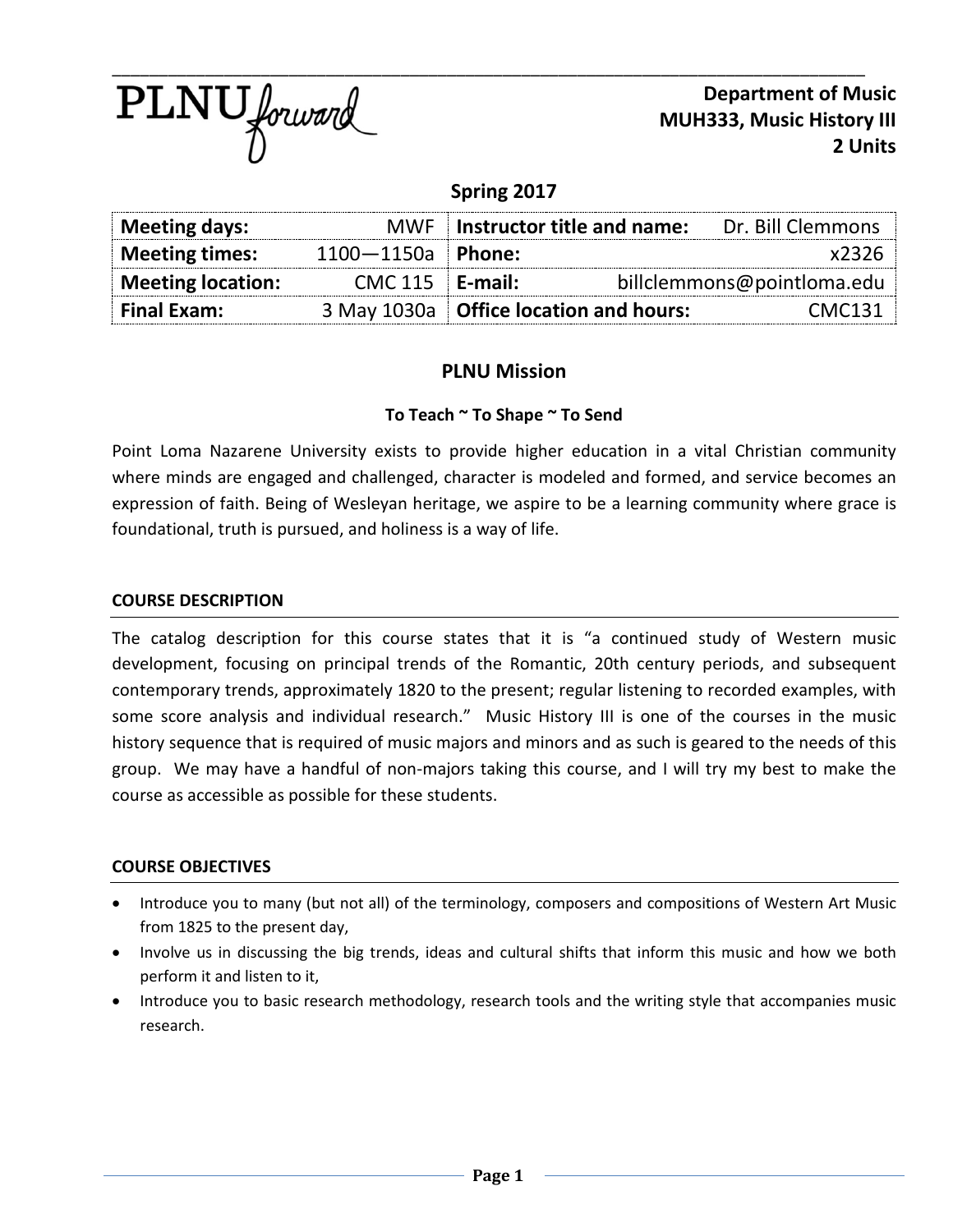PLNU forward

**Department of Music**
**MUH333, Music History III**
**2 Units**

## Spring 2017

| **Meeting days:** | MWF | **Instructor title and name:** | Dr. Bill Clemmons |
|---|---|---|---|
| **Meeting times:** | 1100—1150a | **Phone:** | x2326 |
| **Meeting location:** | CMC 115 | **E-mail:** | billclemmons@pointloma.edu |
| **Final Exam:** | 3 May 1030a | **Office location and hours:** | CMC131 |

## PLNU Mission

**To Teach ~ To Shape ~ To Send**

Point Loma Nazarene University exists to provide higher education in a vital Christian community where minds are engaged and challenged, character is modeled and formed, and service becomes an expression of faith. Being of Wesleyan heritage, we aspire to be a learning community where grace is foundational, truth is pursued, and holiness is a way of life.

### COURSE DESCRIPTION

The catalog description for this course states that it is "a continued study of Western music development, focusing on principal trends of the Romantic, 20th century periods, and subsequent contemporary trends, approximately 1820 to the present; regular listening to recorded examples, with some score analysis and individual research." Music History III is one of the courses in the music history sequence that is required of music majors and minors and as such is geared to the needs of this group. We may have a handful of non-majors taking this course, and I will try my best to make the course as accessible as possible for these students.

### COURSE OBJECTIVES

- Introduce you to many (but not all) of the terminology, composers and compositions of Western Art Music from 1825 to the present day,
- Involve us in discussing the big trends, ideas and cultural shifts that inform this music and how we both perform it and listen to it,
- Introduce you to basic research methodology, research tools and the writing style that accompanies music research.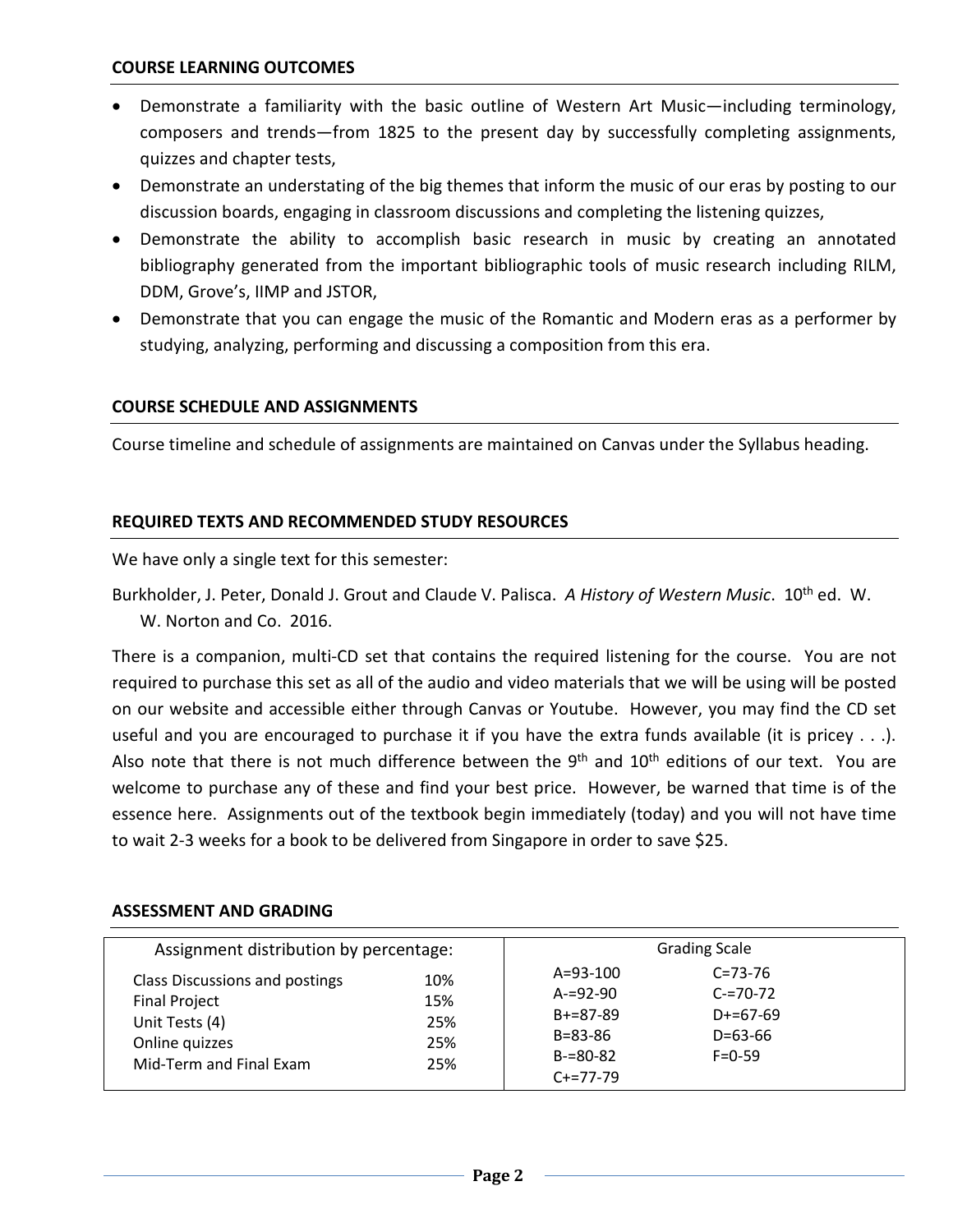## COURSE LEARNING OUTCOMES

- Demonstrate a familiarity with the basic outline of Western Art Music—including terminology, composers and trends—from 1825 to the present day by successfully completing assignments, quizzes and chapter tests,
- Demonstrate an understating of the big themes that inform the music of our eras by posting to our discussion boards, engaging in classroom discussions and completing the listening quizzes,
- Demonstrate the ability to accomplish basic research in music by creating an annotated bibliography generated from the important bibliographic tools of music research including RILM, DDM, Grove's, IIMP and JSTOR,
- Demonstrate that you can engage the music of the Romantic and Modern eras as a performer by studying, analyzing, performing and discussing a composition from this era.

## COURSE SCHEDULE AND ASSIGNMENTS

Course timeline and schedule of assignments are maintained on Canvas under the Syllabus heading.

## REQUIRED TEXTS AND RECOMMENDED STUDY RESOURCES

We have only a single text for this semester:

Burkholder, J. Peter, Donald J. Grout and Claude V. Palisca. *A History of Western Music*. 10th ed. W. W. Norton and Co. 2016.

There is a companion, multi-CD set that contains the required listening for the course. You are not required to purchase this set as all of the audio and video materials that we will be using will be posted on our website and accessible either through Canvas or Youtube. However, you may find the CD set useful and you are encouraged to purchase it if you have the extra funds available (it is pricey . . .). Also note that there is not much difference between the 9th and 10th editions of our text. You are welcome to purchase any of these and find your best price. However, be warned that time is of the essence here. Assignments out of the textbook begin immediately (today) and you will not have time to wait 2-3 weeks for a book to be delivered from Singapore in order to save $25.

## ASSESSMENT AND GRADING

| Assignment distribution by percentage: | |
|---|---|
| Class Discussions and postings | 10% |
| Final Project | 15% |
| Unit Tests (4) | 25% |
| Online quizzes | 25% |
| Mid-Term and Final Exam | 25% |

| Grading Scale | |
|---|---|
| A=93-100 | C=73-76 |
| A-=92-90 | C-=70-72 |
| B+=87-89 | D+=67-69 |
| B=83-86 | D=63-66 |
| B-=80-82 | F=0-59 |
| C+=77-79 | |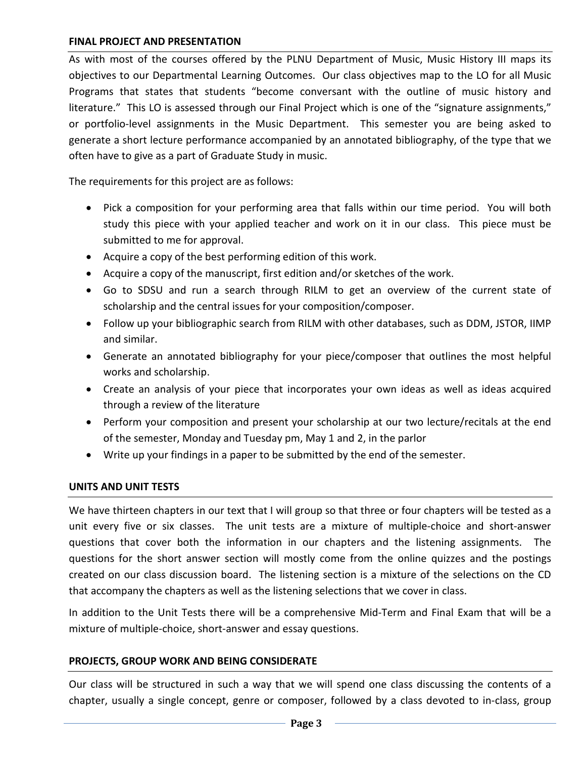## FINAL PROJECT AND PRESENTATION

As with most of the courses offered by the PLNU Department of Music, Music History III maps its objectives to our Departmental Learning Outcomes. Our class objectives map to the LO for all Music Programs that states that students "become conversant with the outline of music history and literature." This LO is assessed through our Final Project which is one of the "signature assignments," or portfolio-level assignments in the Music Department. This semester you are being asked to generate a short lecture performance accompanied by an annotated bibliography, of the type that we often have to give as a part of Graduate Study in music.

The requirements for this project are as follows:

- Pick a composition for your performing area that falls within our time period. You will both study this piece with your applied teacher and work on it in our class. This piece must be submitted to me for approval.
- Acquire a copy of the best performing edition of this work.
- Acquire a copy of the manuscript, first edition and/or sketches of the work.
- Go to SDSU and run a search through RILM to get an overview of the current state of scholarship and the central issues for your composition/composer.
- Follow up your bibliographic search from RILM with other databases, such as DDM, JSTOR, IIMP and similar.
- Generate an annotated bibliography for your piece/composer that outlines the most helpful works and scholarship.
- Create an analysis of your piece that incorporates your own ideas as well as ideas acquired through a review of the literature
- Perform your composition and present your scholarship at our two lecture/recitals at the end of the semester, Monday and Tuesday pm, May 1 and 2, in the parlor
- Write up your findings in a paper to be submitted by the end of the semester.

## UNITS AND UNIT TESTS

We have thirteen chapters in our text that I will group so that three or four chapters will be tested as a unit every five or six classes. The unit tests are a mixture of multiple-choice and short-answer questions that cover both the information in our chapters and the listening assignments. The questions for the short answer section will mostly come from the online quizzes and the postings created on our class discussion board. The listening section is a mixture of the selections on the CD that accompany the chapters as well as the listening selections that we cover in class.

In addition to the Unit Tests there will be a comprehensive Mid-Term and Final Exam that will be a mixture of multiple-choice, short-answer and essay questions.

## PROJECTS, GROUP WORK AND BEING CONSIDERATE

Our class will be structured in such a way that we will spend one class discussing the contents of a chapter, usually a single concept, genre or composer, followed by a class devoted to in-class, group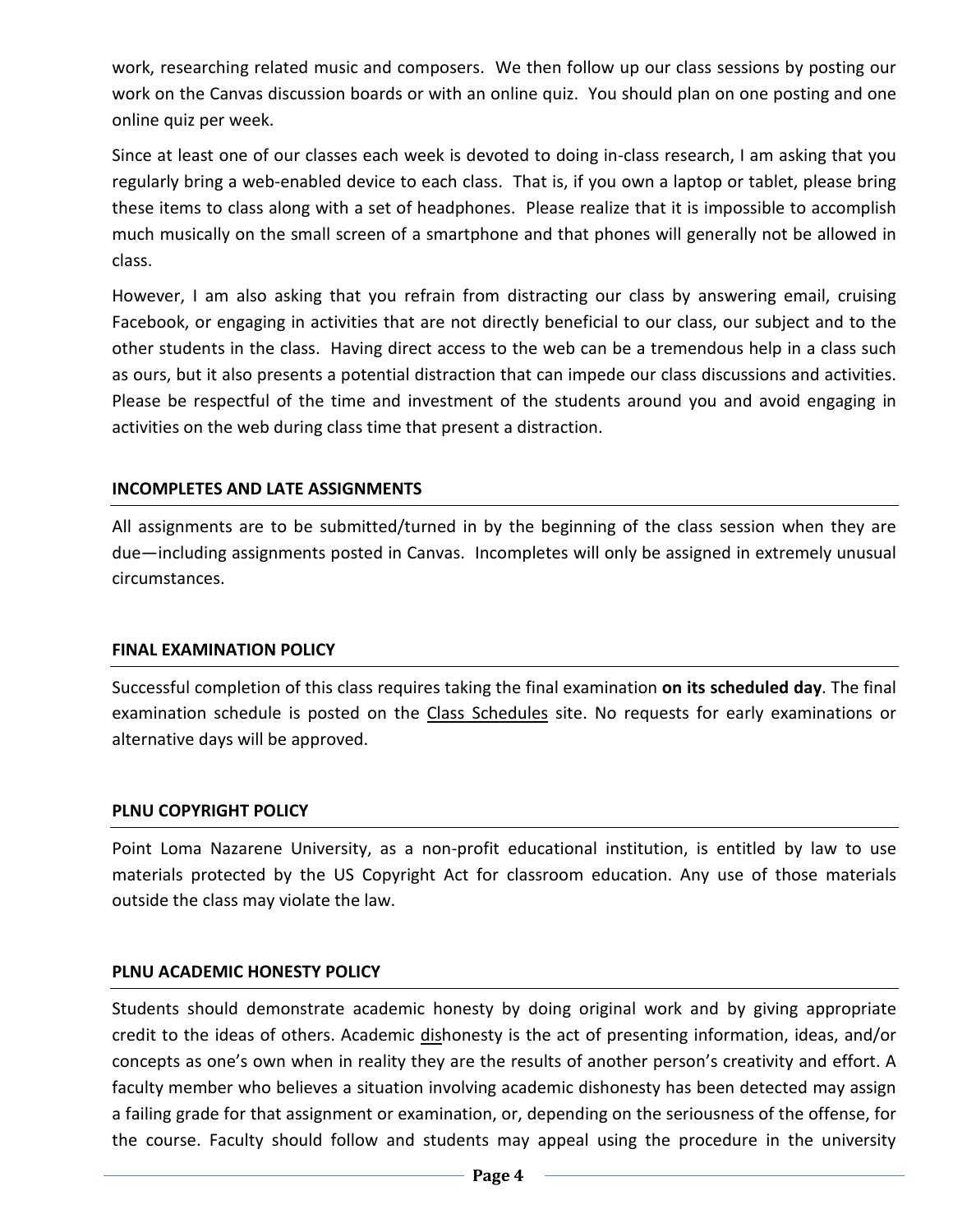work, researching related music and composers. We then follow up our class sessions by posting our work on the Canvas discussion boards or with an online quiz. You should plan on one posting and one online quiz per week.

Since at least one of our classes each week is devoted to doing in-class research, I am asking that you regularly bring a web-enabled device to each class. That is, if you own a laptop or tablet, please bring these items to class along with a set of headphones. Please realize that it is impossible to accomplish much musically on the small screen of a smartphone and that phones will generally not be allowed in class.

However, I am also asking that you refrain from distracting our class by answering email, cruising Facebook, or engaging in activities that are not directly beneficial to our class, our subject and to the other students in the class. Having direct access to the web can be a tremendous help in a class such as ours, but it also presents a potential distraction that can impede our class discussions and activities. Please be respectful of the time and investment of the students around you and avoid engaging in activities on the web during class time that present a distraction.

## INCOMPLETES AND LATE ASSIGNMENTS

All assignments are to be submitted/turned in by the beginning of the class session when they are due—including assignments posted in Canvas. Incompletes will only be assigned in extremely unusual circumstances.

## FINAL EXAMINATION POLICY

Successful completion of this class requires taking the final examination **on its scheduled day**. The final examination schedule is posted on the Class Schedules site. No requests for early examinations or alternative days will be approved.

## PLNU COPYRIGHT POLICY

Point Loma Nazarene University, as a non-profit educational institution, is entitled by law to use materials protected by the US Copyright Act for classroom education. Any use of those materials outside the class may violate the law.

## PLNU ACADEMIC HONESTY POLICY

Students should demonstrate academic honesty by doing original work and by giving appropriate credit to the ideas of others. Academic dishonesty is the act of presenting information, ideas, and/or concepts as one's own when in reality they are the results of another person's creativity and effort. A faculty member who believes a situation involving academic dishonesty has been detected may assign a failing grade for that assignment or examination, or, depending on the seriousness of the offense, for the course. Faculty should follow and students may appeal using the procedure in the university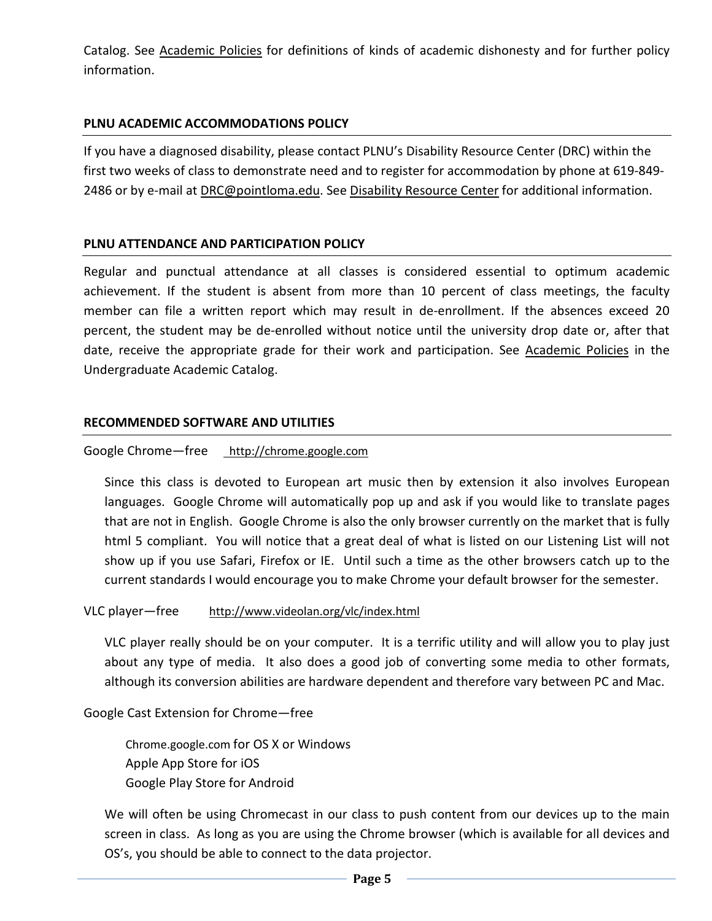Catalog. See Academic Policies for definitions of kinds of academic dishonesty and for further policy information.

## PLNU ACADEMIC ACCOMMODATIONS POLICY

If you have a diagnosed disability, please contact PLNU's Disability Resource Center (DRC) within the first two weeks of class to demonstrate need and to register for accommodation by phone at 619-849-2486 or by e-mail at DRC@pointloma.edu. See Disability Resource Center for additional information.

## PLNU ATTENDANCE AND PARTICIPATION POLICY

Regular and punctual attendance at all classes is considered essential to optimum academic achievement. If the student is absent from more than 10 percent of class meetings, the faculty member can file a written report which may result in de-enrollment. If the absences exceed 20 percent, the student may be de-enrolled without notice until the university drop date or, after that date, receive the appropriate grade for their work and participation. See Academic Policies in the Undergraduate Academic Catalog.

## RECOMMENDED SOFTWARE AND UTILITIES

Google Chrome—free http://chrome.google.com

Since this class is devoted to European art music then by extension it also involves European languages. Google Chrome will automatically pop up and ask if you would like to translate pages that are not in English. Google Chrome is also the only browser currently on the market that is fully html 5 compliant. You will notice that a great deal of what is listed on our Listening List will not show up if you use Safari, Firefox or IE. Until such a time as the other browsers catch up to the current standards I would encourage you to make Chrome your default browser for the semester.

VLC player—free http://www.videolan.org/vlc/index.html

VLC player really should be on your computer. It is a terrific utility and will allow you to play just about any type of media. It also does a good job of converting some media to other formats, although its conversion abilities are hardware dependent and therefore vary between PC and Mac.

Google Cast Extension for Chrome—free

Chrome.google.com for OS X or Windows
Apple App Store for iOS
Google Play Store for Android

We will often be using Chromecast in our class to push content from our devices up to the main screen in class. As long as you are using the Chrome browser (which is available for all devices and OS's, you should be able to connect to the data projector.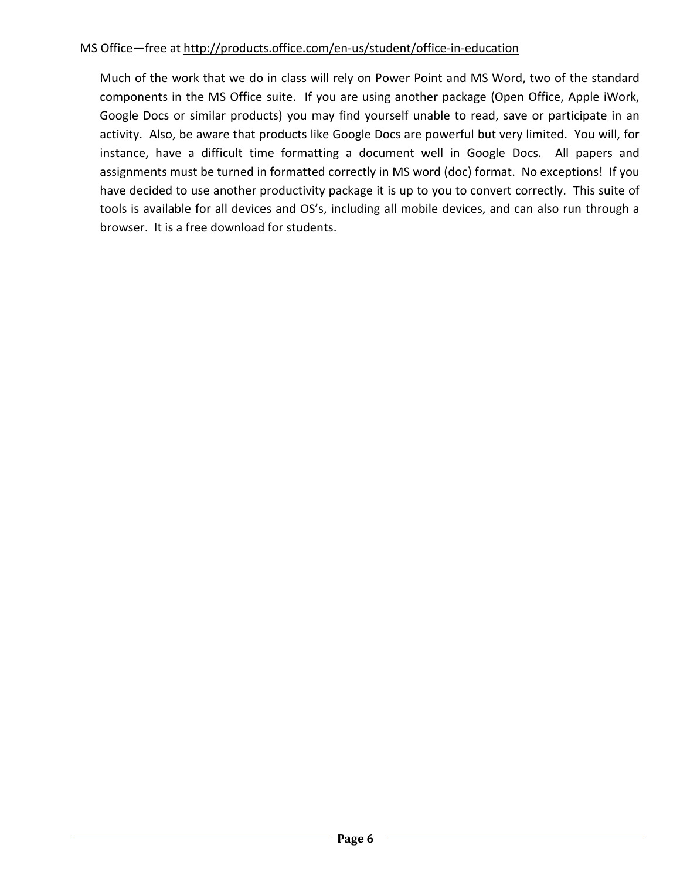MS Office—free at http://products.office.com/en-us/student/office-in-education

Much of the work that we do in class will rely on Power Point and MS Word, two of the standard components in the MS Office suite. If you are using another package (Open Office, Apple iWork, Google Docs or similar products) you may find yourself unable to read, save or participate in an activity. Also, be aware that products like Google Docs are powerful but very limited. You will, for instance, have a difficult time formatting a document well in Google Docs. All papers and assignments must be turned in formatted correctly in MS word (doc) format. No exceptions! If you have decided to use another productivity package it is up to you to convert correctly. This suite of tools is available for all devices and OS's, including all mobile devices, and can also run through a browser. It is a free download for students.